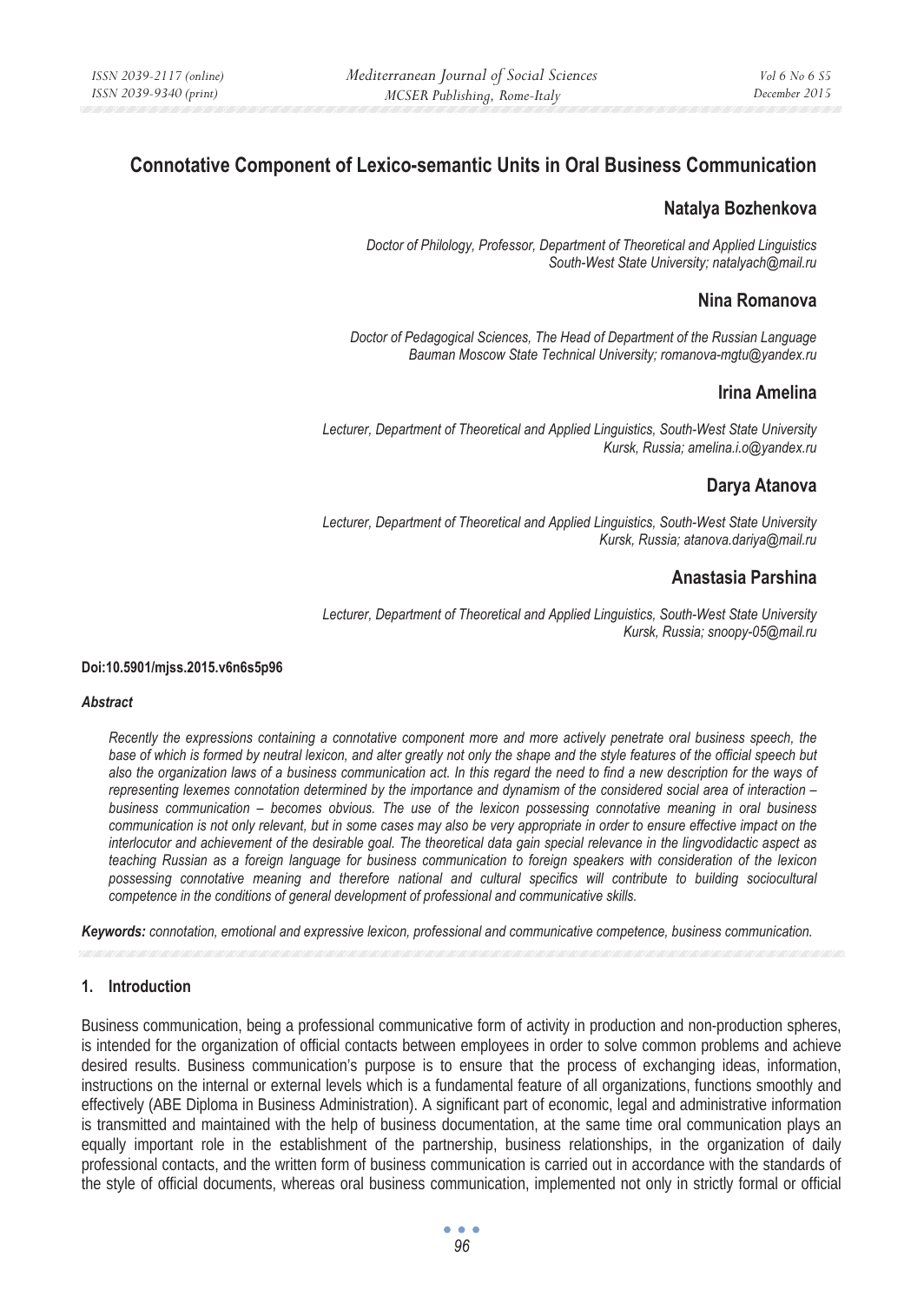# Connotative Component of Lexico-semantic Units in Oral Business Communication

## Natalya Bozhenkova

*Doctor of Philology, Professor, Department of Theoretical and Applied Linguistics South-West State University; natalyach@mail.ru*

## Nina Romanova

*Doctor of Pedagogical Sciences, The Head of Department of the Russian Language Bauman Moscow State Technical University; romanova-mgtu@yandex.ru*

## Irina Amelina

*Lecturer, Department of Theoretical and Applied Linguistics, South-West State University Kursk, Russia; amelina.i.o@yandex.ru*

## Darya Atanova

*Lecturer, Department of Theoretical and Applied Linguistics, South-West State University Kursk, Russia; atanova.dariya@mail.ru*

## Anastasia Parshina

*Lecturer, Department of Theoretical and Applied Linguistics, South-West State University Kursk, Russia; snoopy-05@mail.ru*

**Doi:10.5901/mjss.2015.v6n6s5p96**

***Abstract***

*Recently the expressions containing a connotative component more and more actively penetrate oral business speech, the base of which is formed by neutral lexicon, and alter greatly not only the shape and the style features of the official speech but also the organization laws of a business communication act. In this regard the need to find a new description for the ways of representing lexemes connotation determined by the importance and dynamism of the considered social area of interaction – business communication – becomes obvious. The use of the lexicon possessing connotative meaning in oral business communication is not only relevant, but in some cases may also be very appropriate in order to ensure effective impact on the interlocutor and achievement of the desirable goal. The theoretical data gain special relevance in the lingvodidactic aspect as teaching Russian as a foreign language for business communication to foreign speakers with consideration of the lexicon possessing connotative meaning and therefore national and cultural specifics will contribute to building sociocultural competence in the conditions of general development of professional and communicative skills.*

***Keywords:*** *connotation, emotional and expressive lexicon, professional and communicative competence, business communication.*

## 1. Introduction

Business communication, being a professional communicative form of activity in production and non-production spheres, is intended for the organization of official contacts between employees in order to solve common problems and achieve desired results. Business communication's purpose is to ensure that the process of exchanging ideas, information, instructions on the internal or external levels which is a fundamental feature of all organizations, functions smoothly and effectively (ABE Diploma in Business Administration). A significant part of economic, legal and administrative information is transmitted and maintained with the help of business documentation, at the same time oral communication plays an equally important role in the establishment of the partnership, business relationships, in the organization of daily professional contacts, and the written form of business communication is carried out in accordance with the standards of the style of official documents, whereas oral business communication, implemented not only in strictly formal or official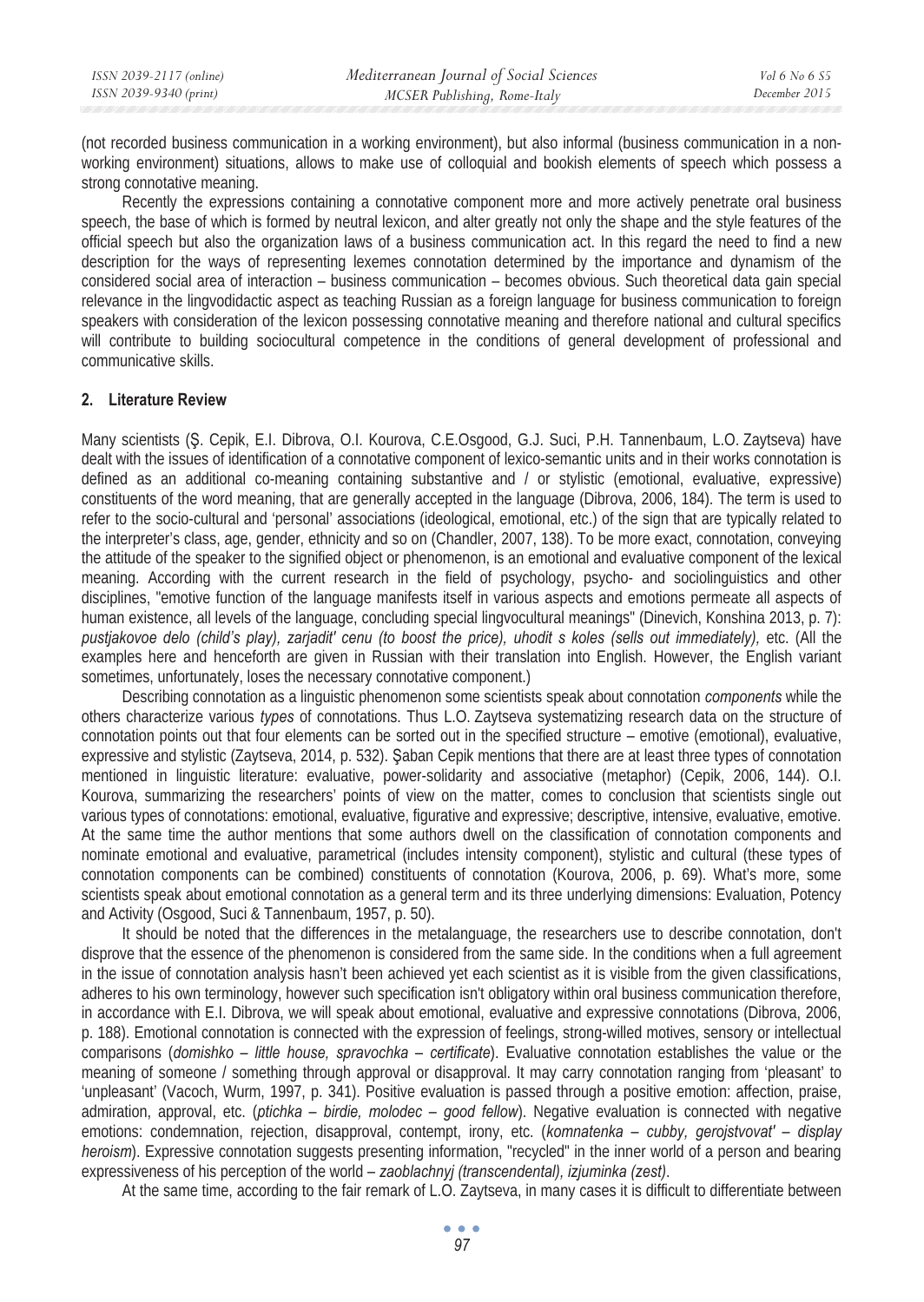(not recorded business communication in a working environment), but also informal (business communication in a non-working environment) situations, allows to make use of colloquial and bookish elements of speech which possess a strong connotative meaning.

Recently the expressions containing a connotative component more and more actively penetrate oral business speech, the base of which is formed by neutral lexicon, and alter greatly not only the shape and the style features of the official speech but also the organization laws of a business communication act. In this regard the need to find a new description for the ways of representing lexemes connotation determined by the importance and dynamism of the considered social area of interaction – business communication – becomes obvious. Such theoretical data gain special relevance in the lingvodidactic aspect as teaching Russian as a foreign language for business communication to foreign speakers with consideration of the lexicon possessing connotative meaning and therefore national and cultural specifics will contribute to building sociocultural competence in the conditions of general development of professional and communicative skills.

## 2. Literature Review

Many scientists (Ş. Cepik, E.I. Dibrova, O.I. Kourova, C.E.Osgood, G.J. Suci, P.H. Tannenbaum, L.O. Zaytseva) have dealt with the issues of identification of a connotative component of lexico-semantic units and in their works connotation is defined as an additional co-meaning containing substantive and / or stylistic (emotional, evaluative, expressive) constituents of the word meaning, that are generally accepted in the language (Dibrova, 2006, 184). The term is used to refer to the socio-cultural and 'personal' associations (ideological, emotional, etc.) of the sign that are typically related to the interpreter's class, age, gender, ethnicity and so on (Chandler, 2007, 138). To be more exact, connotation, conveying the attitude of the speaker to the signified object or phenomenon, is an emotional and evaluative component of the lexical meaning. According with the current research in the field of psychology, psycho- and sociolinguistics and other disciplines, "emotive function of the language manifests itself in various aspects and emotions permeate all aspects of human existence, all levels of the language, concluding special lingvocultural meanings" (Dinevich, Konshina 2013, p. 7): *pustjakovoe delo (child's play), zarjadit' cenu (to boost the price), uhodit s koles (sells out immediately),* etc. (All the examples here and henceforth are given in Russian with their translation into English. However, the English variant sometimes, unfortunately, loses the necessary connotative component.)

Describing connotation as a linguistic phenomenon some scientists speak about connotation *components* while the others characterize various *types* of connotations. Thus L.O. Zaytseva systematizing research data on the structure of connotation points out that four elements can be sorted out in the specified structure – emotive (emotional), evaluative, expressive and stylistic (Zaytseva, 2014, p. 532). Şaban Cepik mentions that there are at least three types of connotation mentioned in linguistic literature: evaluative, power-solidarity and associative (metaphor) (Cepik, 2006, 144). O.I. Kourova, summarizing the researchers' points of view on the matter, comes to conclusion that scientists single out various types of connotations: emotional, evaluative, figurative and expressive; descriptive, intensive, evaluative, emotive. At the same time the author mentions that some authors dwell on the classification of connotation components and nominate emotional and evaluative, parametrical (includes intensity component), stylistic and cultural (these types of connotation components can be combined) constituents of connotation (Kourova, 2006, p. 69). What's more, some scientists speak about emotional connotation as a general term and its three underlying dimensions: Evaluation, Potency and Activity (Osgood, Suci & Tannenbaum, 1957, p. 50).

It should be noted that the differences in the metalanguage, the researchers use to describe connotation, don't disprove that the essence of the phenomenon is considered from the same side. In the conditions when a full agreement in the issue of connotation analysis hasn't been achieved yet each scientist as it is visible from the given classifications, adheres to his own terminology, however such specification isn't obligatory within oral business communication therefore, in accordance with E.I. Dibrova, we will speak about emotional, evaluative and expressive connotations (Dibrova, 2006, p. 188). Emotional connotation is connected with the expression of feelings, strong-willed motives, sensory or intellectual comparisons (*domishko – little house, spravochka – certificate*). Evaluative connotation establishes the value or the meaning of someone / something through approval or disapproval. It may carry connotation ranging from 'pleasant' to 'unpleasant' (Vacoch, Wurm, 1997, p. 341). Positive evaluation is passed through a positive emotion: affection, praise, admiration, approval, etc. (*ptichka – birdie, molodec – good fellow*). Negative evaluation is connected with negative emotions: condemnation, rejection, disapproval, contempt, irony, etc. (*komnatenka – cubby, gerojstvovat' – display heroism*). Expressive connotation suggests presenting information, "recycled" in the inner world of a person and bearing expressiveness of his perception of the world – *zaoblachnyj (transcendental), izjuminka (zest)*.

At the same time, according to the fair remark of L.O. Zaytseva, in many cases it is difficult to differentiate between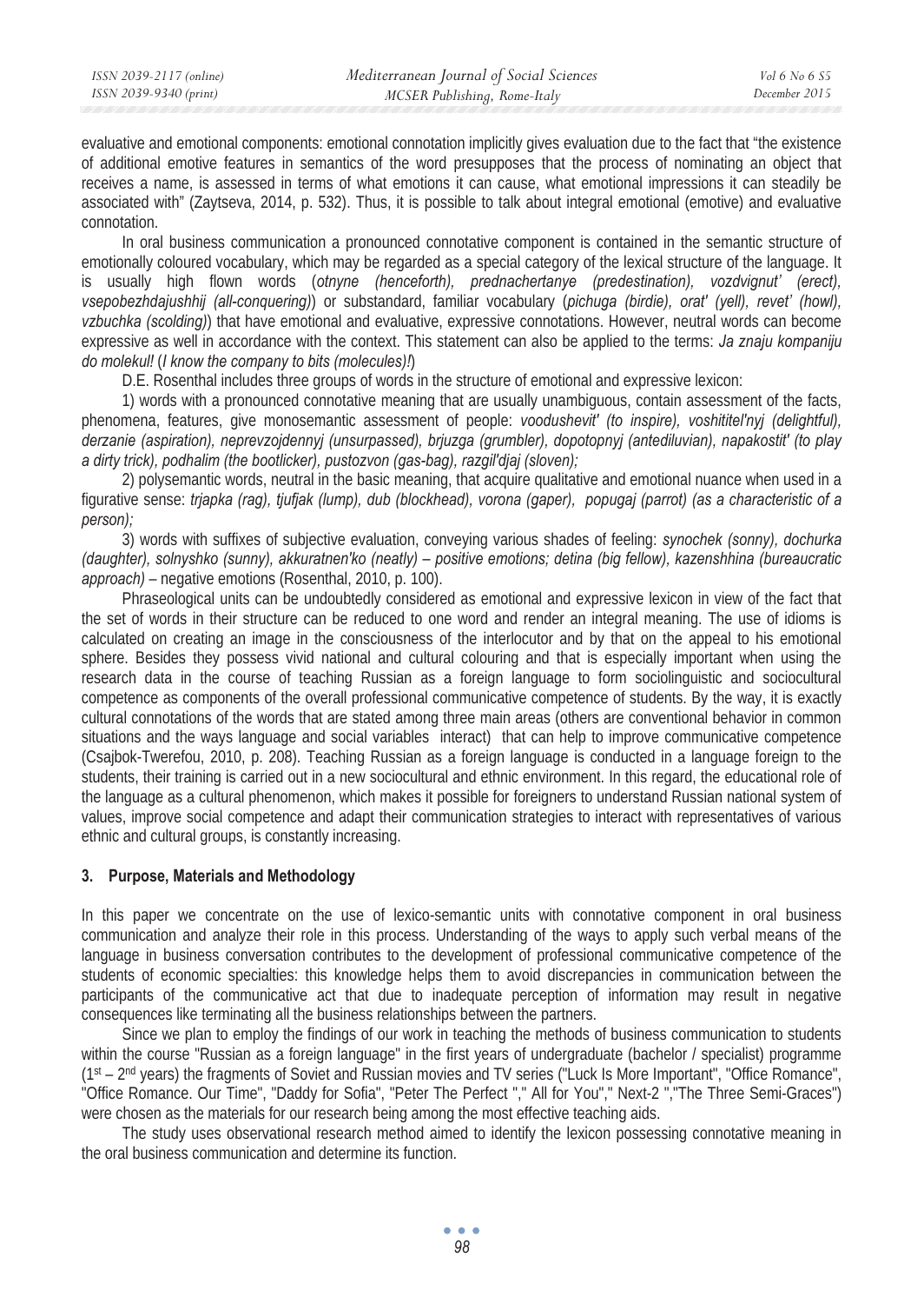evaluative and emotional components: emotional connotation implicitly gives evaluation due to the fact that "the existence of additional emotive features in semantics of the word presupposes that the process of nominating an object that receives a name, is assessed in terms of what emotions it can cause, what emotional impressions it can steadily be associated with" (Zaytseva, 2014, p. 532). Thus, it is possible to talk about integral emotional (emotive) and evaluative connotation.

In oral business communication a pronounced connotative component is contained in the semantic structure of emotionally coloured vocabulary, which may be regarded as a special category of the lexical structure of the language. It is usually high flown words (*otnyne (henceforth), prednachertanye (predestination), vozdvignut' (erect), vsepobezhdajushhij (all-conquering)*) or substandard, familiar vocabulary (*pichuga (birdie), orat' (yell), revet' (howl), vzbuchka (scolding)*) that have emotional and evaluative, expressive connotations. However, neutral words can become expressive as well in accordance with the context. This statement can also be applied to the terms: *Ja znaju kompaniju do molekul!* (*I know the company to bits (molecules)!*)

D.E. Rosenthal includes three groups of words in the structure of emotional and expressive lexicon:

1) words with a pronounced connotative meaning that are usually unambiguous, contain assessment of the facts, phenomena, features, give monosemantic assessment of people: *voodushevit' (to inspire), voshititel'nyj (delightful), derzanie (aspiration), neprevzojdennyj (unsurpassed), brjuzga (grumbler), dopotopnyj (antediluvian), napakostit' (to play a dirty trick), podhalim (the bootlicker), pustozvon (gas-bag), razgil'djaj (sloven);*

2) polysemantic words, neutral in the basic meaning, that acquire qualitative and emotional nuance when used in a figurative sense: *trjapka (rag), tjufjak (lump), dub (blockhead), vorona (gaper), popugaj (parrot) (as a characteristic of a person);*

3) words with suffixes of subjective evaluation, conveying various shades of feeling: *synochek (sonny), dochurka (daughter), solnyshko (sunny), akkuratnen'ko (neatly) – positive emotions; detina (big fellow), kazenshhina (bureaucratic approach)* – negative emotions (Rosenthal, 2010, p. 100).

Phraseological units can be undoubtedly considered as emotional and expressive lexicon in view of the fact that the set of words in their structure can be reduced to one word and render an integral meaning. The use of idioms is calculated on creating an image in the consciousness of the interlocutor and by that on the appeal to his emotional sphere. Besides they possess vivid national and cultural colouring and that is especially important when using the research data in the course of teaching Russian as a foreign language to form sociolinguistic and sociocultural competence as components of the overall professional communicative competence of students. By the way, it is exactly cultural connotations of the words that are stated among three main areas (others are conventional behavior in common situations and the ways language and social variables interact) that can help to improve communicative competence (Csajbok-Twerefou, 2010, p. 208). Teaching Russian as a foreign language is conducted in a language foreign to the students, their training is carried out in a new sociocultural and ethnic environment. In this regard, the educational role of the language as a cultural phenomenon, which makes it possible for foreigners to understand Russian national system of values, improve social competence and adapt their communication strategies to interact with representatives of various ethnic and cultural groups, is constantly increasing.

## 3. Purpose, Materials and Methodology

In this paper we concentrate on the use of lexico-semantic units with connotative component in oral business communication and analyze their role in this process. Understanding of the ways to apply such verbal means of the language in business conversation contributes to the development of professional communicative competence of the students of economic specialties: this knowledge helps them to avoid discrepancies in communication between the participants of the communicative act that due to inadequate perception of information may result in negative consequences like terminating all the business relationships between the partners.

Since we plan to employ the findings of our work in teaching the methods of business communication to students within the course "Russian as a foreign language" in the first years of undergraduate (bachelor / specialist) programme (1st – 2nd years) the fragments of Soviet and Russian movies and TV series ("Luck Is More Important", "Office Romance", "Office Romance. Our Time", "Daddy for Sofia", "Peter The Perfect "," All for You"," Next-2 ","The Three Semi-Graces") were chosen as the materials for our research being among the most effective teaching aids.

The study uses observational research method aimed to identify the lexicon possessing connotative meaning in the oral business communication and determine its function.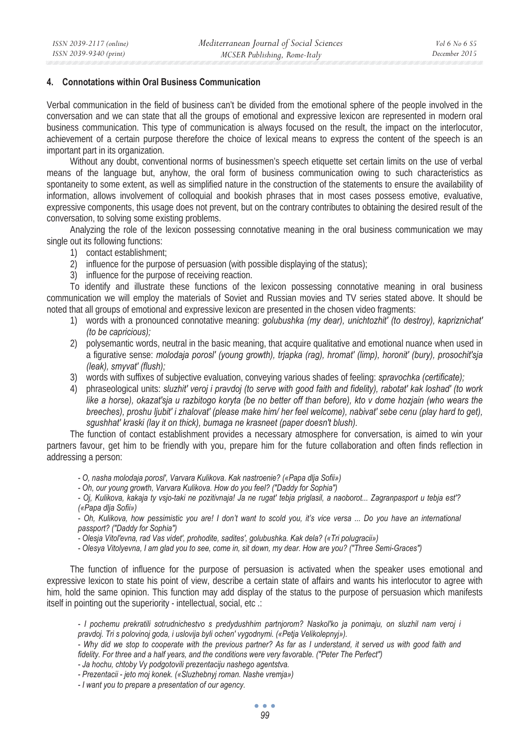## 4. Connotations within Oral Business Communication

Verbal communication in the field of business can't be divided from the emotional sphere of the people involved in the conversation and we can state that all the groups of emotional and expressive lexicon are represented in modern oral business communication. This type of communication is always focused on the result, the impact on the interlocutor, achievement of a certain purpose therefore the choice of lexical means to express the content of the speech is an important part in its organization.

Without any doubt, conventional norms of businessmen's speech etiquette set certain limits on the use of verbal means of the language but, anyhow, the oral form of business communication owing to such characteristics as spontaneity to some extent, as well as simplified nature in the construction of the statements to ensure the availability of information, allows involvement of colloquial and bookish phrases that in most cases possess emotive, evaluative, expressive components, this usage does not prevent, but on the contrary contributes to obtaining the desired result of the conversation, to solving some existing problems.

Analyzing the role of the lexicon possessing connotative meaning in the oral business communication we may single out its following functions:

1) contact establishment;
2) influence for the purpose of persuasion (with possible displaying of the status);
3) influence for the purpose of receiving reaction.

To identify and illustrate these functions of the lexicon possessing connotative meaning in oral business communication we will employ the materials of Soviet and Russian movies and TV series stated above. It should be noted that all groups of emotional and expressive lexicon are presented in the chosen video fragments:

1) words with a pronounced connotative meaning: *golubushka (my dear), unichtozhit' (to destroy), kapriznichat' (to be capricious);*
2) polysemantic words, neutral in the basic meaning, that acquire qualitative and emotional nuance when used in a figurative sense: *molodaja porosl' (young growth), trjapka (rag), hromat' (limp), horonit' (bury), prosochit'sja (leak), smyvat' (flush);*
3) words with suffixes of subjective evaluation, conveying various shades of feeling: *spravochka (certificate);*
4) phraseological units: *sluzhit' veroj i pravdoj (to serve with good faith and fidelity), rabotat' kak loshad' (to work like a horse), okazat'sja u razbitogo koryta (be no better off than before), kto v dome hozjain (who wears the breeches), proshu ljubit' i zhalovat' (please make him/ her feel welcome), nabivat' sebe cenu (play hard to get), sgushhat' kraski (lay it on thick), bumaga ne krasneet (paper doesn't blush).*

The function of contact establishment provides a necessary atmosphere for conversation, is aimed to win your partners favour, get him to be friendly with you, prepare him for the future collaboration and often finds reflection in addressing a person:

> *- O, nasha molodaja porosl', Varvara Kulikova. Kak nastroenie? («Papa dlja Sofii»)*
>
> *- Oh, our young growth, Varvara Kulikova. How do you feel? ("Daddy for Sophia")*
>
> *- Oj, Kulikova, kakaja ty vsjo-taki ne pozitivnaja! Ja ne rugat' tebja priglasil, a naoborot... Zagranpasport u tebja est'? («Papa dlja Sofii»)*
>
> *- Oh, Kulikova, how pessimistic you are! I don't want to scold you, it's vice versa ... Do you have an international passport? ("Daddy for Sophia")*
>
> *- Olesja Vitol'evna, rad Vas videt', prohodite, sadites', golubushka. Kak dela? («Tri polugracii»)*
>
> *- Olesya Vitolyevna, I am glad you to see, come in, sit down, my dear. How are you? ("Three Semi-Graces")*

The function of influence for the purpose of persuasion is activated when the speaker uses emotional and expressive lexicon to state his point of view, describe a certain state of affairs and wants his interlocutor to agree with him, hold the same opinion. This function may add display of the status to the purpose of persuasion which manifests itself in pointing out the superiority - intellectual, social, etc .:

> *- I pochemu prekratili sotrudnichestvo s predydushhim partnjorom? Naskol'ko ja ponimaju, on sluzhil nam veroj i pravdoj. Tri s polovinoj goda, i uslovija byli ochen' vygodnymi. («Petja Velikolepnyj»).*
>
> *- Why did we stop to cooperate with the previous partner? As far as I understand, it served us with good faith and fidelity. For three and a half years, and the conditions were very favorable. ("Peter The Perfect")*
>
> *- Ja hochu, chtoby Vy podgotovili prezentaciju nashego agentstva.*
>
> *- Prezentacii - jeto moj konek. («Sluzhebnyj roman. Nashe vremja»)*
>
> *- I want you to prepare a presentation of our agency.*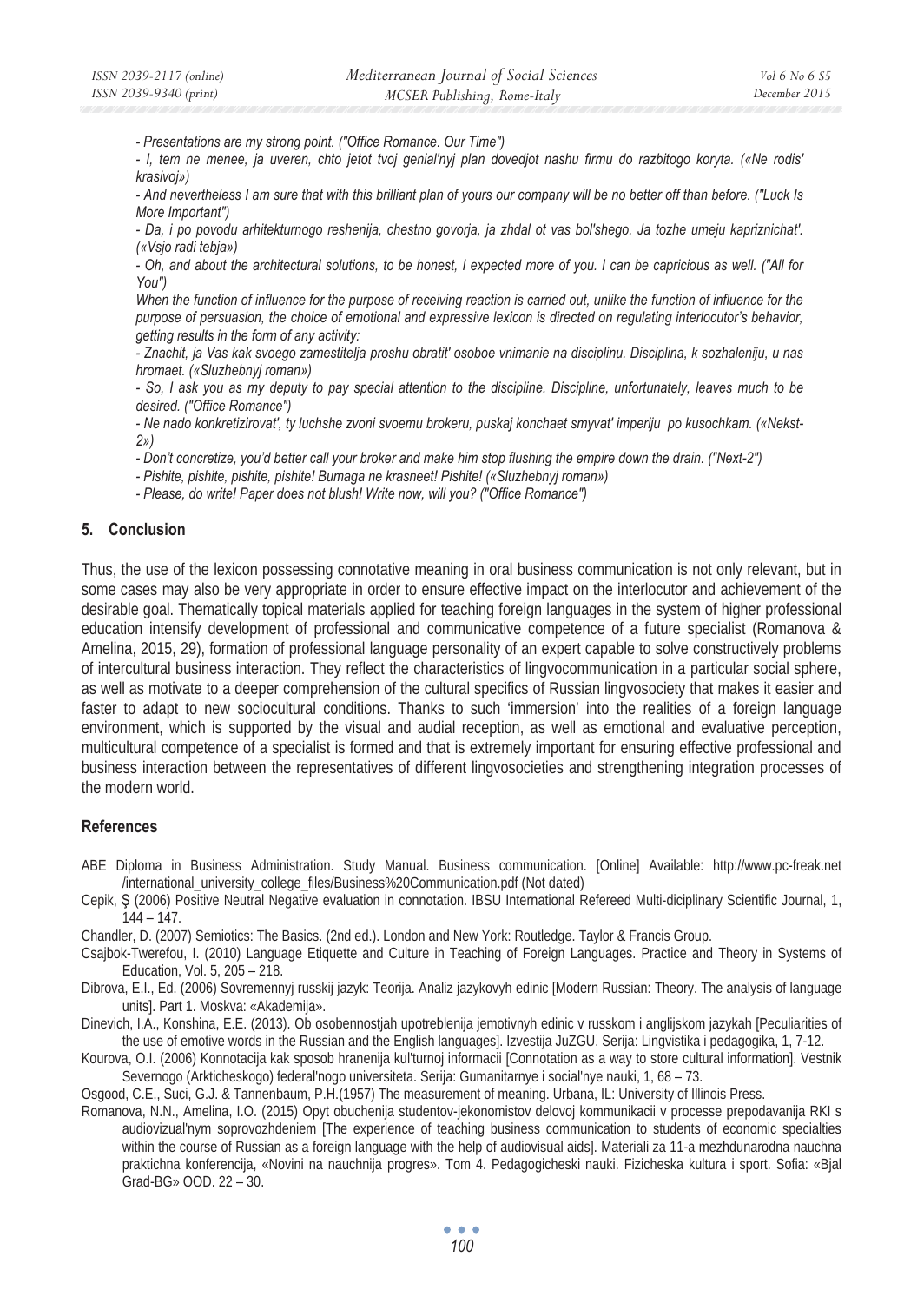*- Presentations are my strong point. ("Office Romance. Our Time")*

*- I, tem ne menee, ja uveren, chto jetot tvoj genial'nyj plan dovedjot nashu firmu do razbitogo koryta. («Ne rodis' krasivoj»)*

*- And nevertheless I am sure that with this brilliant plan of yours our company will be no better off than before. ("Luck Is More Important")*

*- Da, i po povodu arhitekturnogo reshenija, chestno govorja, ja zhdal ot vas bol'shego. Ja tozhe umeju kapriznichat'. («Vsjo radi tebja»)*

*- Oh, and about the architectural solutions, to be honest, I expected more of you. I can be capricious as well. ("All for You")*

*When the function of influence for the purpose of receiving reaction is carried out, unlike the function of influence for the purpose of persuasion, the choice of emotional and expressive lexicon is directed on regulating interlocutor's behavior, getting results in the form of any activity:*

*- Znachit, ja Vas kak svoego zamestitelja proshu obratit' osoboe vnimanie na disciplinu. Disciplina, k sozhaleniju, u nas hromaet. («Sluzhebnyj roman»)*

*- So, I ask you as my deputy to pay special attention to the discipline. Discipline, unfortunately, leaves much to be desired. ("Office Romance")*

*- Ne nado konkretizirovat', ty luchshe zvoni svoemu brokeru, puskaj konchaet smyvat' imperiju po kusochkam. («Nekst-2»)*

*- Don't concretize, you'd better call your broker and make him stop flushing the empire down the drain. ("Next-2")*

*- Pishite, pishite, pishite, pishite! Bumaga ne krasneet! Pishite! («Sluzhebnyj roman»)*

*- Please, do write! Paper does not blush! Write now, will you? ("Office Romance")*

## 5. Conclusion

Thus, the use of the lexicon possessing connotative meaning in oral business communication is not only relevant, but in some cases may also be very appropriate in order to ensure effective impact on the interlocutor and achievement of the desirable goal. Thematically topical materials applied for teaching foreign languages in the system of higher professional education intensify development of professional and communicative competence of a future specialist (Romanova & Amelina, 2015, 29), formation of professional language personality of an expert capable to solve constructively problems of intercultural business interaction. They reflect the characteristics of lingvocommunication in a particular social sphere, as well as motivate to a deeper comprehension of the cultural specifics of Russian lingvosociety that makes it easier and faster to adapt to new sociocultural conditions. Thanks to such 'immersion' into the realities of a foreign language environment, which is supported by the visual and audial reception, as well as emotional and evaluative perception, multicultural competence of a specialist is formed and that is extremely important for ensuring effective professional and business interaction between the representatives of different lingvosocieties and strengthening integration processes of the modern world.

## References

ABE Diploma in Business Administration. Study Manual. Business communication. [Online] Available: http://www.pc-freak.net /international_university_college_files/Business%20Communication.pdf (Not dated)

Cepik, Ş (2006) Positive Neutral Negative evaluation in connotation. IBSU International Refereed Multi-diciplinary Scientific Journal, 1, 144 – 147.

Chandler, D. (2007) Semiotics: The Basics. (2nd ed.). London and New York: Routledge. Taylor & Francis Group.

Csajbok-Twerefou, I. (2010) Language Etiquette and Culture in Teaching of Foreign Languages. Practice and Theory in Systems of Education, Vol. 5, 205 – 218.

Dibrova, E.I., Ed. (2006) Sovremennyj russkij jazyk: Teorija. Analiz jazykovyh edinic [Modern Russian: Theory. The analysis of language units]. Part 1. Moskva: «Akademija».

Dinevich, I.A., Konshina, E.E. (2013). Ob osobennostjah upotreblenija jemotivnyh edinic v russkom i anglijskom jazykah [Peculiarities of the use of emotive words in the Russian and the English languages]. Izvestija JuZGU. Serija: Lingvistika i pedagogika, 1, 7-12.

Kourova, O.I. (2006) Konnotacija kak sposob hranenija kul'turnoj informacii [Connotation as a way to store cultural information]. Vestnik Severnogo (Arkticheskogo) federal'nogo universiteta. Serija: Gumanitarnye i social'nye nauki, 1, 68 – 73.

Osgood, C.E., Suci, G.J. & Tannenbaum, P.H.(1957) The measurement of meaning. Urbana, IL: University of Illinois Press.

Romanova, N.N., Amelina, I.O. (2015) Opyt obuchenija studentov-jekonomistov delovoj kommunikacii v processe prepodavanija RKI s audiovizual'nym soprovozhdeniem [The experience of teaching business communication to students of economic specialties within the course of Russian as a foreign language with the help of audiovisual aids]. Materiali za 11-a mezhdunarodna nauchna praktichna konferencija, «Novini na nauchnija progres». Tom 4. Pedagogicheski nauki. Fizicheska kultura i sport. Sofia: «Bjal Grad-BG» OOD. 22 – 30.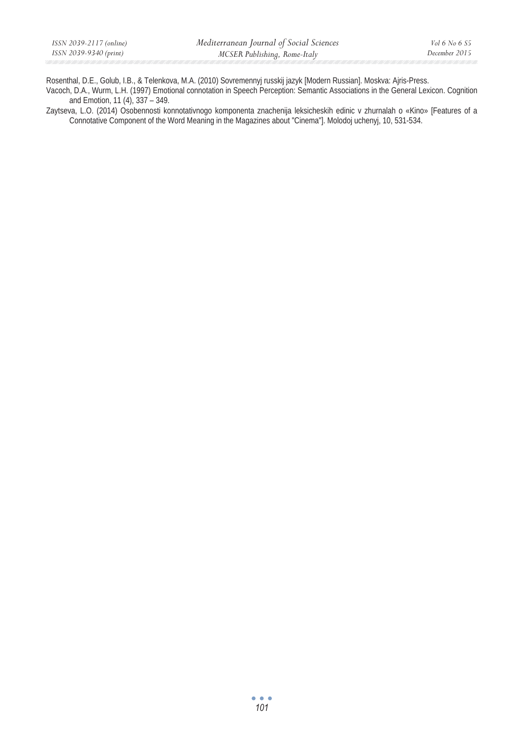Rosenthal, D.E., Golub, I.B., & Telenkova, M.A. (2010) Sovremennyj russkij jazyk [Modern Russian]. Moskva: Ajris-Press.

Vacoch, D.A., Wurm, L.H. (1997) Emotional connotation in Speech Perception: Semantic Associations in the General Lexicon. Cognition and Emotion, 11 (4), 337 – 349.

Zaytseva, L.O. (2014) Osobennosti konnotativnogo komponenta znachenija leksicheskih edinic v zhurnalah o «Kino» [Features of a Connotative Component of the Word Meaning in the Magazines about "Cinema"]. Molodoj uchenyj, 10, 531-534.